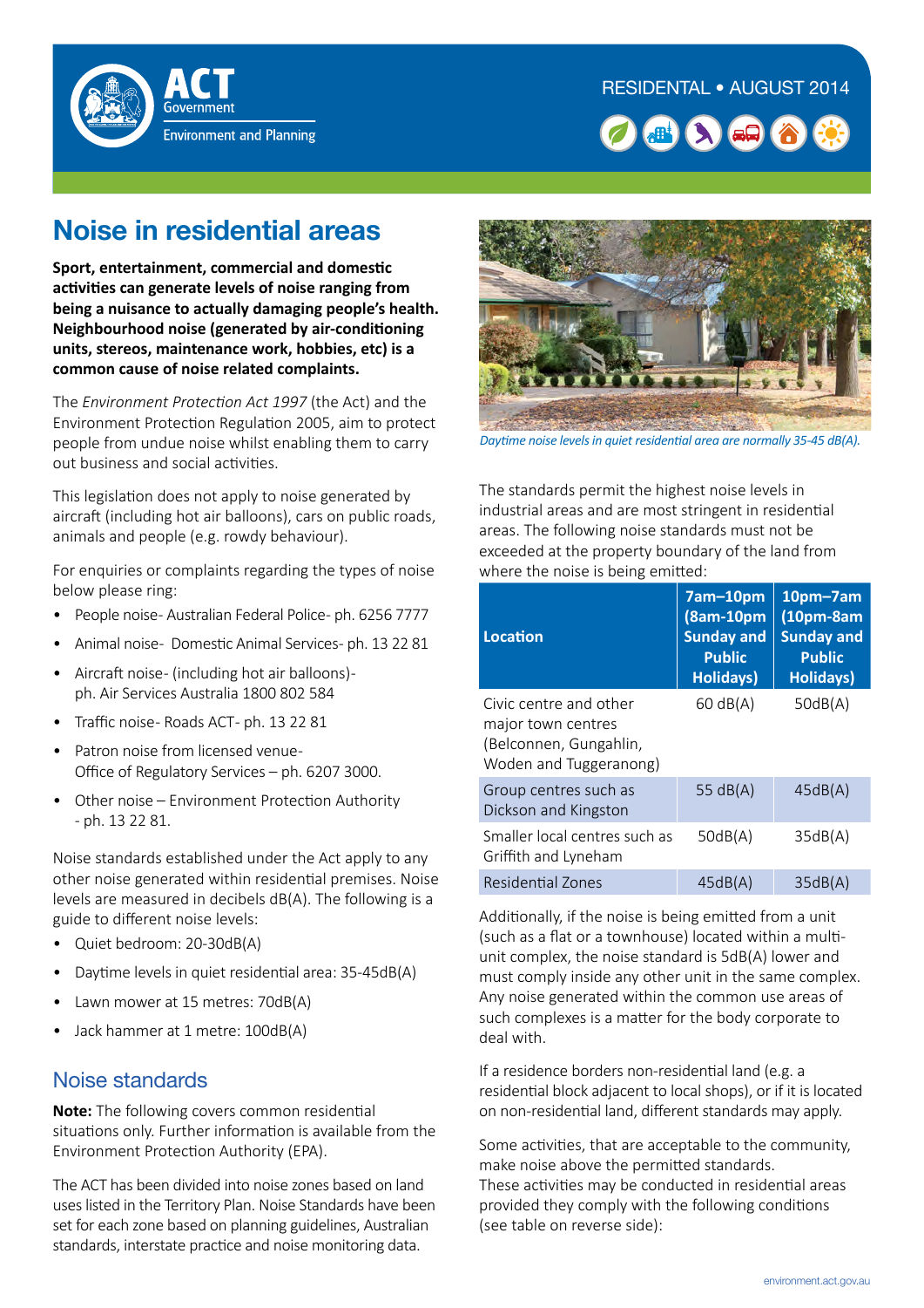RESIDENTAL • AUGUST 2014

# Noise in residential areas

**Sport, entertainment, commercial and domestic activities can generate levels of noise ranging from being a nuisance to actually damaging people's health. Neighbourhood noise (generated by air-conditioning units, stereos, maintenance work, hobbies, etc) is a common cause of noise related complaints.**

The *Environment Protection Act 1997* (the Act) and the Environment Protection Regulation 2005, aim to protect people from undue noise whilst enabling them to carry out business and social activities.

This legislation does not apply to noise generated by aircraft (including hot air balloons), cars on public roads, animals and people (e.g. rowdy behaviour).

For enquiries or complaints regarding the types of noise below please ring:

- People noise- Australian Federal Police- ph. 6256 7777
- Animal noise- Domestic Animal Services- ph. 13 22 81
- Aircraft noise- (including hot air balloons)- ph. Air Services Australia 1800 802 584
- Traffic noise- Roads ACT- ph. 13 22 81
- Patron noise from licensed venue- Office of Regulatory Services – ph. 6207 3000.
- Other noise – Environment Protection Authority - ph. 13 22 81.

Noise standards established under the Act apply to any other noise generated within residential premises. Noise levels are measured in decibels dB(A). The following is a guide to different noise levels:

- Quiet bedroom: 20-30dB(A)
- Daytime levels in quiet residential area: 35-45dB(A)
- Lawn mower at 15 metres: 70dB(A)
- Jack hammer at 1 metre: 100dB(A)

## Noise standards

**Note:** The following covers common residential situations only. Further information is available from the Environment Protection Authority (EPA).

The ACT has been divided into noise zones based on land uses listed in the Territory Plan. Noise Standards have been set for each zone based on planning guidelines, Australian standards, interstate practice and noise monitoring data.

*Daytime noise levels in quiet residential area are normally 35-45 dB(A).*

The standards permit the highest noise levels in industrial areas and are most stringent in residential areas. The following noise standards must not be exceeded at the property boundary of the land from where the noise is being emitted:

| Location | 7am–10pm (8am-10pm Sunday and Public Holidays) | 10pm–7am (10pm-8am Sunday and Public Holidays) |
|---|---|---|
| Civic centre and other major town centres (Belconnen, Gungahlin, Woden and Tuggeranong) | 60 dB(A) | 50dB(A) |
| Group centres such as Dickson and Kingston | 55 dB(A) | 45dB(A) |
| Smaller local centres such as Griffith and Lyneham | 50dB(A) | 35dB(A) |
| Residential Zones | 45dB(A) | 35dB(A) |

Additionally, if the noise is being emitted from a unit (such as a flat or a townhouse) located within a multi-unit complex, the noise standard is 5dB(A) lower and must comply inside any other unit in the same complex. Any noise generated within the common use areas of such complexes is a matter for the body corporate to deal with.

If a residence borders non-residential land (e.g. a residential block adjacent to local shops), or if it is located on non-residential land, different standards may apply.

Some activities, that are acceptable to the community, make noise above the permitted standards. These activities may be conducted in residential areas provided they comply with the following conditions (see table on reverse side):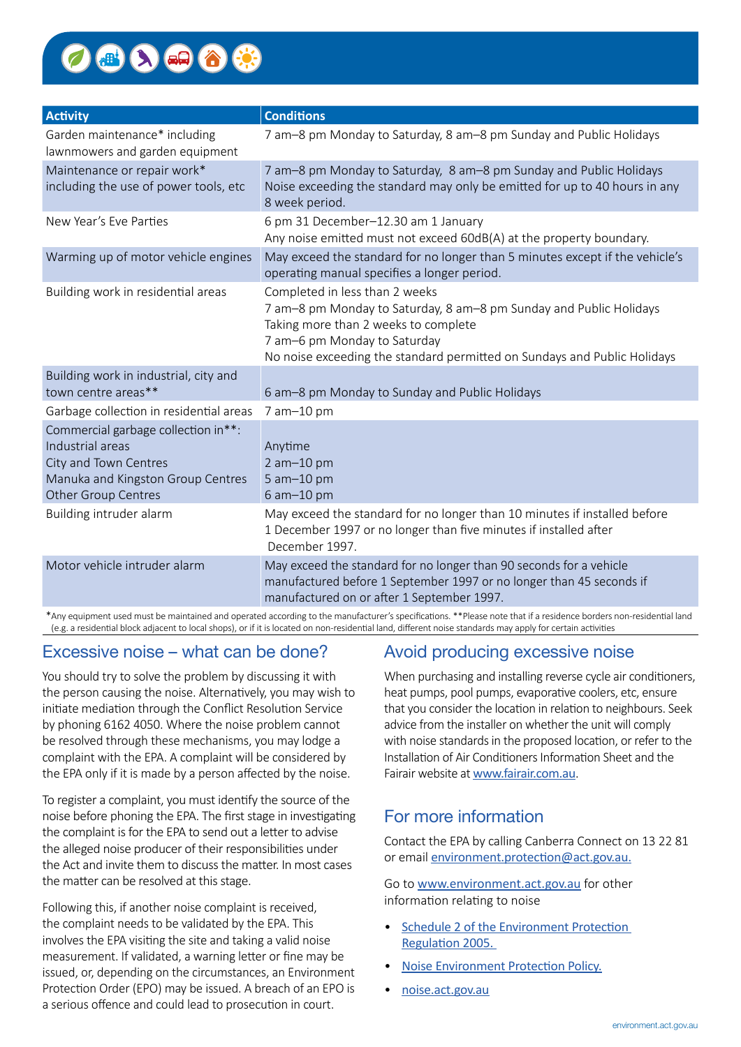| Activity | Conditions |
| --- | --- |
| Garden maintenance* including lawnmowers and garden equipment | 7 am–8 pm Monday to Saturday, 8 am–8 pm Sunday and Public Holidays |
| Maintenance or repair work* including the use of power tools, etc | 7 am–8 pm Monday to Saturday, 8 am–8 pm Sunday and Public Holidays<br>Noise exceeding the standard may only be emitted for up to 40 hours in any 8 week period. |
| New Year's Eve Parties | 6 pm 31 December–12.30 am 1 January<br>Any noise emitted must not exceed 60dB(A) at the property boundary. |
| Warming up of motor vehicle engines | May exceed the standard for no longer than 5 minutes except if the vehicle's operating manual specifies a longer period. |
| Building work in residential areas | Completed in less than 2 weeks<br>7 am–8 pm Monday to Saturday, 8 am–8 pm Sunday and Public Holidays<br>Taking more than 2 weeks to complete<br>7 am–6 pm Monday to Saturday<br>No noise exceeding the standard permitted on Sundays and Public Holidays |
| Building work in industrial, city and town centre areas** | 6 am–8 pm Monday to Sunday and Public Holidays |
| Garbage collection in residential areas | 7 am–10 pm |
| Commercial garbage collection in**:<br>Industrial areas<br>City and Town Centres<br>Manuka and Kingston Group Centres<br>Other Group Centres | <br>Anytime<br>2 am–10 pm<br>5 am–10 pm<br>6 am–10 pm |
| Building intruder alarm | May exceed the standard for no longer than 10 minutes if installed before 1 December 1997 or no longer than five minutes if installed after December 1997. |
| Motor vehicle intruder alarm | May exceed the standard for no longer than 90 seconds for a vehicle manufactured before 1 September 1997 or no longer than 45 seconds if manufactured on or after 1 September 1997. |

*Any equipment used must be maintained and operated according to the manufacturer's specifications. **Please note that if a residence borders non-residential land (e.g. a residential block adjacent to local shops), or if it is located on non-residential land, different noise standards may apply for certain activities

## Excessive noise – what can be done?

You should try to solve the problem by discussing it with the person causing the noise. Alternatively, you may wish to initiate mediation through the Conflict Resolution Service by phoning 6162 4050. Where the noise problem cannot be resolved through these mechanisms, you may lodge a complaint with the EPA. A complaint will be considered by the EPA only if it is made by a person affected by the noise.

To register a complaint, you must identify the source of the noise before phoning the EPA. The first stage in investigating the complaint is for the EPA to send out a letter to advise the alleged noise producer of their responsibilities under the Act and invite them to discuss the matter. In most cases the matter can be resolved at this stage.

Following this, if another noise complaint is received, the complaint needs to be validated by the EPA. This involves the EPA visiting the site and taking a valid noise measurement. If validated, a warning letter or fine may be issued, or, depending on the circumstances, an Environment Protection Order (EPO) may be issued. A breach of an EPO is a serious offence and could lead to prosecution in court.

## Avoid producing excessive noise

When purchasing and installing reverse cycle air conditioners, heat pumps, pool pumps, evaporative coolers, etc, ensure that you consider the location in relation to neighbours. Seek advice from the installer on whether the unit will comply with noise standards in the proposed location, or refer to the Installation of Air Conditioners Information Sheet and the Fairair website at www.fairair.com.au.

## For more information

Contact the EPA by calling Canberra Connect on 13 22 81 or email environment.protection@act.gov.au.

Go to www.environment.act.gov.au for other information relating to noise

- Schedule 2 of the Environment Protection Regulation 2005.
- Noise Environment Protection Policy.
- noise.act.gov.au